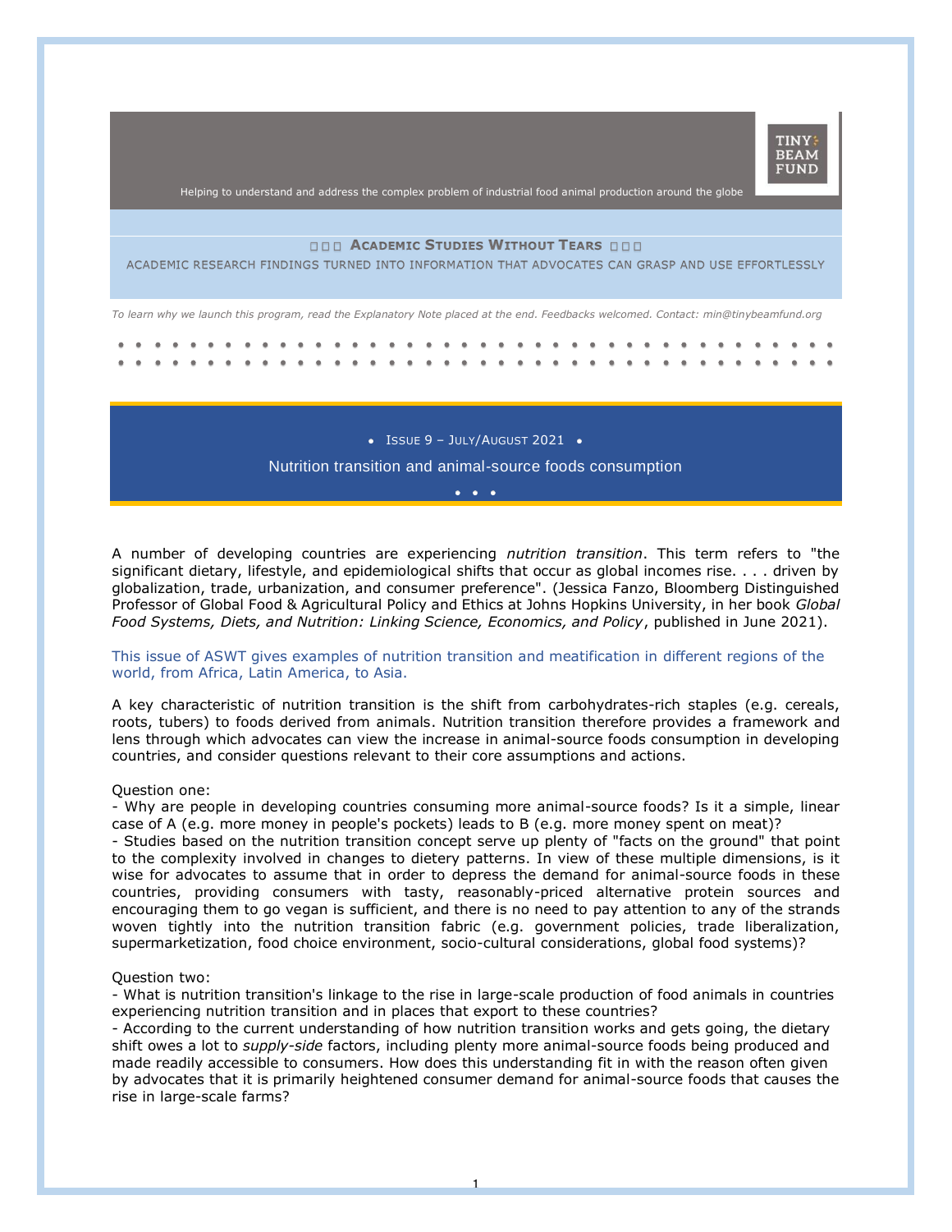TINY BEAM FUND

Helping to understand and address the complex problem of industrial food animal production around the globe

# ACADEMIC STUDIES WITHOUT TEARS

ACADEMIC RESEARCH FINDINGS TURNED INTO INFORMATION THAT ADVOCATES CAN GRASP AND USE EFFORTLESSLY

*To learn why we launch this program, read the Explanatory Note placed at the end. Feedbacks welcomed. Contact: min@tinybeamfund.org*

• ISSUE 9 – JULY/AUGUST 2021 •

## Nutrition transition and animal-source foods consumption

A number of developing countries are experiencing *nutrition transition*. This term refers to "the significant dietary, lifestyle, and epidemiological shifts that occur as global incomes rise. . . . driven by globalization, trade, urbanization, and consumer preference". (Jessica Fanzo, Bloomberg Distinguished Professor of Global Food & Agricultural Policy and Ethics at Johns Hopkins University, in her book *Global Food Systems, Diets, and Nutrition: Linking Science, Economics, and Policy*, published in June 2021).

This issue of ASWT gives examples of nutrition transition and meatification in different regions of the world, from Africa, Latin America, to Asia.

A key characteristic of nutrition transition is the shift from carbohydrates-rich staples (e.g. cereals, roots, tubers) to foods derived from animals. Nutrition transition therefore provides a framework and lens through which advocates can view the increase in animal-source foods consumption in developing countries, and consider questions relevant to their core assumptions and actions.

Question one:
- Why are people in developing countries consuming more animal-source foods? Is it a simple, linear case of A (e.g. more money in people's pockets) leads to B (e.g. more money spent on meat)?
- Studies based on the nutrition transition concept serve up plenty of "facts on the ground" that point to the complexity involved in changes to dietary patterns. In view of these multiple dimensions, is it wise for advocates to assume that in order to depress the demand for animal-source foods in these countries, providing consumers with tasty, reasonably-priced alternative protein sources and encouraging them to go vegan is sufficient, and there is no need to pay attention to any of the strands woven tightly into the nutrition transition fabric (e.g. government policies, trade liberalization, supermarketization, food choice environment, socio-cultural considerations, global food systems)?

Question two:
- What is nutrition transition's linkage to the rise in large-scale production of food animals in countries experiencing nutrition transition and in places that export to these countries?
- According to the current understanding of how nutrition transition works and gets going, the dietary shift owes a lot to *supply-side* factors, including plenty more animal-source foods being produced and made readily accessible to consumers. How does this understanding fit in with the reason often given by advocates that it is primarily heightened consumer demand for animal-source foods that causes the rise in large-scale farms?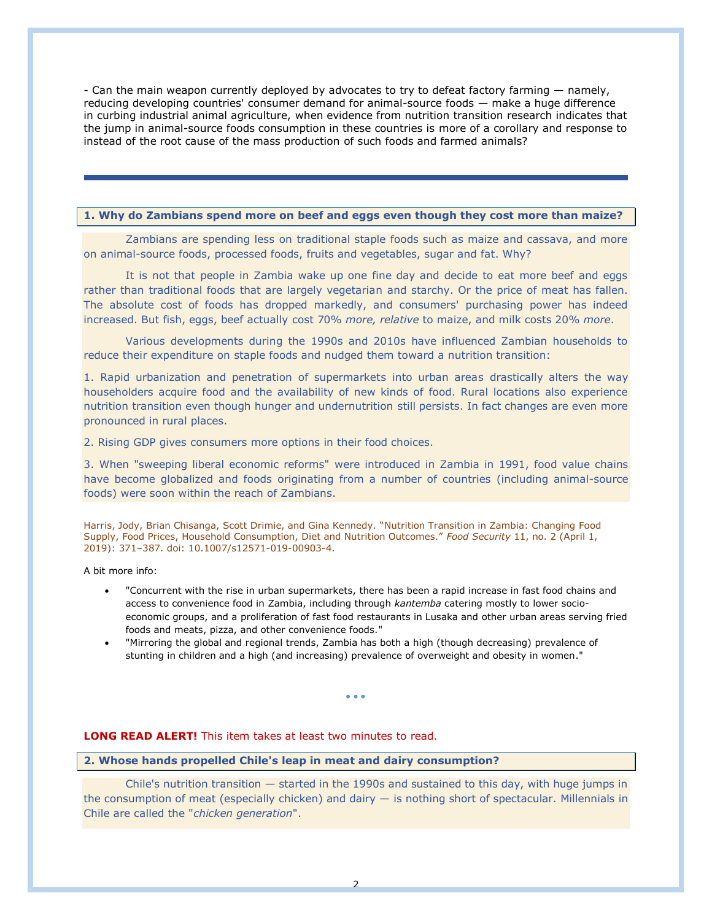- Can the main weapon currently deployed by advocates to try to defeat factory farming — namely, reducing developing countries' consumer demand for animal-source foods — make a huge difference in curbing industrial animal agriculture, when evidence from nutrition transition research indicates that the jump in animal-source foods consumption in these countries is more of a corollary and response to instead of the root cause of the mass production of such foods and farmed animals?

---

### 1. Why do Zambians spend more on beef and eggs even though they cost more than maize?

Zambians are spending less on traditional staple foods such as maize and cassava, and more on animal-source foods, processed foods, fruits and vegetables, sugar and fat. Why?

It is not that people in Zambia wake up one fine day and decide to eat more beef and eggs rather than traditional foods that are largely vegetarian and starchy. Or the price of meat has fallen. The absolute cost of foods has dropped markedly, and consumers' purchasing power has indeed increased. But fish, eggs, beef actually cost 70% *more, relative* to maize, and milk costs 20% *more*.

Various developments during the 1990s and 2010s have influenced Zambian households to reduce their expenditure on staple foods and nudged them toward a nutrition transition:

1. Rapid urbanization and penetration of supermarkets into urban areas drastically alters the way householders acquire food and the availability of new kinds of food. Rural locations also experience nutrition transition even though hunger and undernutrition still persists. In fact changes are even more pronounced in rural places.

2. Rising GDP gives consumers more options in their food choices.

3. When "sweeping liberal economic reforms" were introduced in Zambia in 1991, food value chains have become globalized and foods originating from a number of countries (including animal-source foods) were soon within the reach of Zambians.

Harris, Jody, Brian Chisanga, Scott Drimie, and Gina Kennedy. “Nutrition Transition in Zambia: Changing Food Supply, Food Prices, Household Consumption, Diet and Nutrition Outcomes.” *Food Security* 11, no. 2 (April 1, 2019): 371–387. doi: 10.1007/s12571-019-00903-4.

A bit more info:

- "Concurrent with the rise in urban supermarkets, there has been a rapid increase in fast food chains and access to convenience food in Zambia, including through *kantemba* catering mostly to lower socio-economic groups, and a proliferation of fast food restaurants in Lusaka and other urban areas serving fried foods and meats, pizza, and other convenience foods."
- "Mirroring the global and regional trends, Zambia has both a high (though decreasing) prevalence of stunting in children and a high (and increasing) prevalence of overweight and obesity in women."

• • •

**LONG READ ALERT!** This item takes at least two minutes to read.

### 2. Whose hands propelled Chile's leap in meat and dairy consumption?

Chile's nutrition transition — started in the 1990s and sustained to this day, with huge jumps in the consumption of meat (especially chicken) and dairy — is nothing short of spectacular. Millennials in Chile are called the "*chicken generation*".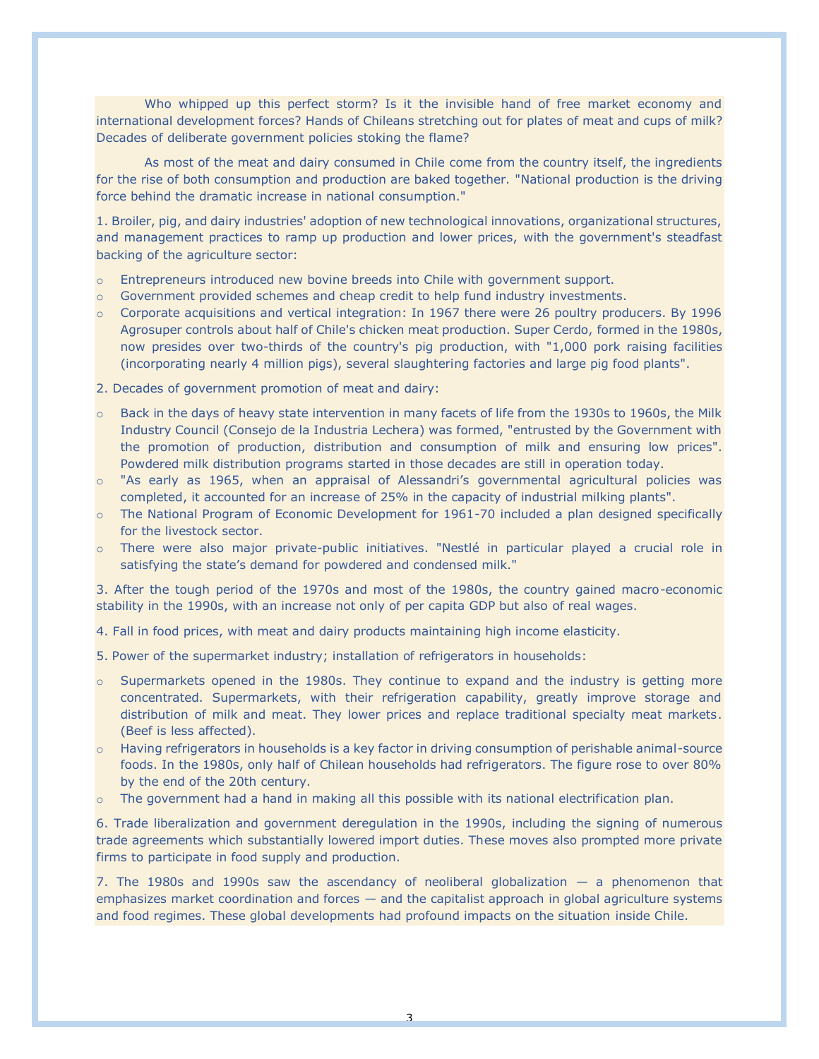Who whipped up this perfect storm? Is it the invisible hand of free market economy and international development forces? Hands of Chileans stretching out for plates of meat and cups of milk? Decades of deliberate government policies stoking the flame?

As most of the meat and dairy consumed in Chile come from the country itself, the ingredients for the rise of both consumption and production are baked together. "National production is the driving force behind the dramatic increase in national consumption."

1. Broiler, pig, and dairy industries' adoption of new technological innovations, organizational structures, and management practices to ramp up production and lower prices, with the government's steadfast backing of the agriculture sector:

- Entrepreneurs introduced new bovine breeds into Chile with government support.
- Government provided schemes and cheap credit to help fund industry investments.
- Corporate acquisitions and vertical integration: In 1967 there were 26 poultry producers. By 1996 Agrosuper controls about half of Chile's chicken meat production. Super Cerdo, formed in the 1980s, now presides over two-thirds of the country's pig production, with "1,000 pork raising facilities (incorporating nearly 4 million pigs), several slaughtering factories and large pig food plants".

2. Decades of government promotion of meat and dairy:

- Back in the days of heavy state intervention in many facets of life from the 1930s to 1960s, the Milk Industry Council (Consejo de la Industria Lechera) was formed, "entrusted by the Government with the promotion of production, distribution and consumption of milk and ensuring low prices". Powdered milk distribution programs started in those decades are still in operation today.
- "As early as 1965, when an appraisal of Alessandri's governmental agricultural policies was completed, it accounted for an increase of 25% in the capacity of industrial milking plants".
- The National Program of Economic Development for 1961-70 included a plan designed specifically for the livestock sector.
- There were also major private-public initiatives. "Nestlé in particular played a crucial role in satisfying the state's demand for powdered and condensed milk."

3. After the tough period of the 1970s and most of the 1980s, the country gained macro-economic stability in the 1990s, with an increase not only of per capita GDP but also of real wages.

4. Fall in food prices, with meat and dairy products maintaining high income elasticity.

5. Power of the supermarket industry; installation of refrigerators in households:

- Supermarkets opened in the 1980s. They continue to expand and the industry is getting more concentrated. Supermarkets, with their refrigeration capability, greatly improve storage and distribution of milk and meat. They lower prices and replace traditional specialty meat markets. (Beef is less affected).
- Having refrigerators in households is a key factor in driving consumption of perishable animal-source foods. In the 1980s, only half of Chilean households had refrigerators. The figure rose to over 80% by the end of the 20th century.
- The government had a hand in making all this possible with its national electrification plan.

6. Trade liberalization and government deregulation in the 1990s, including the signing of numerous trade agreements which substantially lowered import duties. These moves also prompted more private firms to participate in food supply and production.

7. The 1980s and 1990s saw the ascendancy of neoliberal globalization — a phenomenon that emphasizes market coordination and forces — and the capitalist approach in global agriculture systems and food regimes. These global developments had profound impacts on the situation inside Chile.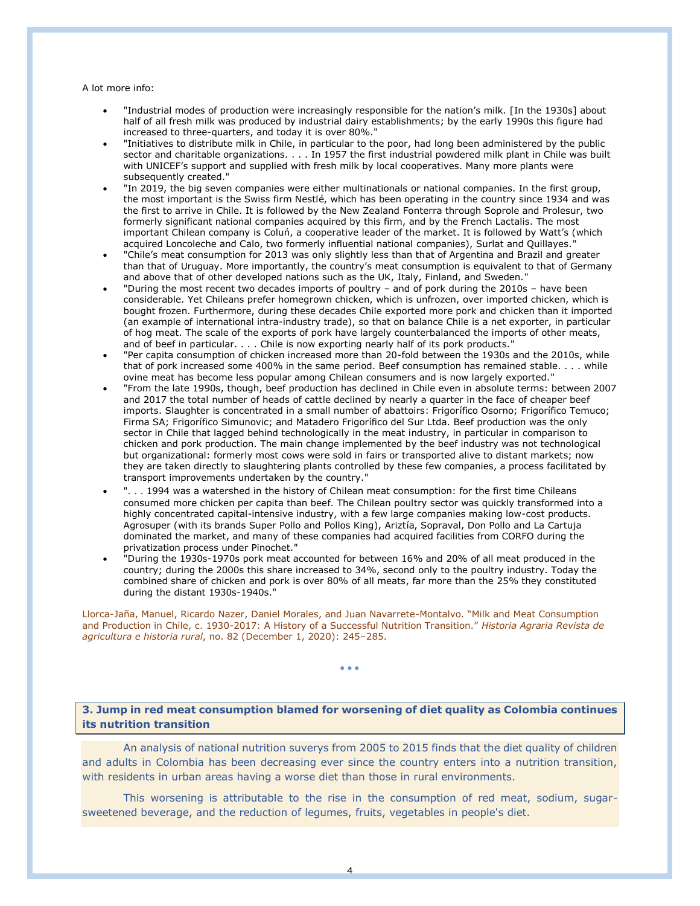A lot more info:

- "Industrial modes of production were increasingly responsible for the nation's milk. [In the 1930s] about half of all fresh milk was produced by industrial dairy establishments; by the early 1990s this figure had increased to three-quarters, and today it is over 80%."
- "Initiatives to distribute milk in Chile, in particular to the poor, had long been administered by the public sector and charitable organizations. . . . In 1957 the first industrial powdered milk plant in Chile was built with UNICEF's support and supplied with fresh milk by local cooperatives. Many more plants were subsequently created."
- "In 2019, the big seven companies were either multinationals or national companies. In the first group, the most important is the Swiss firm Nestlé, which has been operating in the country since 1934 and was the first to arrive in Chile. It is followed by the New Zealand Fonterra through Soprole and Prolesur, two formerly significant national companies acquired by this firm, and by the French Lactalis. The most important Chilean company is Coluń, a cooperative leader of the market. It is followed by Watt's (which acquired Loncoleche and Calo, two formerly influential national companies), Surlat and Quillayes."
- "Chile's meat consumption for 2013 was only slightly less than that of Argentina and Brazil and greater than that of Uruguay. More importantly, the country's meat consumption is equivalent to that of Germany and above that of other developed nations such as the UK, Italy, Finland, and Sweden."
- "During the most recent two decades imports of poultry – and of pork during the 2010s – have been considerable. Yet Chileans prefer homegrown chicken, which is unfrozen, over imported chicken, which is bought frozen. Furthermore, during these decades Chile exported more pork and chicken than it imported (an example of international intra-industry trade), so that on balance Chile is a net exporter, in particular of hog meat. The scale of the exports of pork have largely counterbalanced the imports of other meats, and of beef in particular. . . . Chile is now exporting nearly half of its pork products."
- "Per capita consumption of chicken increased more than 20-fold between the 1930s and the 2010s, while that of pork increased some 400% in the same period. Beef consumption has remained stable. . . . while ovine meat has become less popular among Chilean consumers and is now largely exported."
- "From the late 1990s, though, beef production has declined in Chile even in absolute terms: between 2007 and 2017 the total number of heads of cattle declined by nearly a quarter in the face of cheaper beef imports. Slaughter is concentrated in a small number of abattoirs: Frigorífico Osorno; Frigorífico Temuco; Firma SA; Frigorífico Simunovic; and Matadero Frigorífico del Sur Ltda. Beef production was the only sector in Chile that lagged behind technologically in the meat industry, in particular in comparison to chicken and pork production. The main change implemented by the beef industry was not technological but organizational: formerly most cows were sold in fairs or transported alive to distant markets; now they are taken directly to slaughtering plants controlled by these few companies, a process facilitated by transport improvements undertaken by the country."
- ". . . 1994 was a watershed in the history of Chilean meat consumption: for the first time Chileans consumed more chicken per capita than beef. The Chilean poultry sector was quickly transformed into a highly concentrated capital-intensive industry, with a few large companies making low-cost products. Agrosuper (with its brands Super Pollo and Pollos King), Ariztía, Sopraval, Don Pollo and La Cartuja dominated the market, and many of these companies had acquired facilities from CORFO during the privatization process under Pinochet."
- "During the 1930s-1970s pork meat accounted for between 16% and 20% of all meat produced in the country; during the 2000s this share increased to 34%, second only to the poultry industry. Today the combined share of chicken and pork is over 80% of all meats, far more than the 25% they constituted during the distant 1930s-1940s."

Llorca-Jaña, Manuel, Ricardo Nazer, Daniel Morales, and Juan Navarrete-Montalvo. "Milk and Meat Consumption and Production in Chile, c. 1930-2017: A History of a Successful Nutrition Transition." *Historia Agraria Revista de agricultura e historia rural*, no. 82 (December 1, 2020): 245–285.

• • •

### 3. Jump in red meat consumption blamed for worsening of diet quality as Colombia continues its nutrition transition

An analysis of national nutrition suverys from 2005 to 2015 finds that the diet quality of children and adults in Colombia has been decreasing ever since the country enters into a nutrition transition, with residents in urban areas having a worse diet than those in rural environments.

This worsening is attributable to the rise in the consumption of red meat, sodium, sugar-sweetened beverage, and the reduction of legumes, fruits, vegetables in people's diet.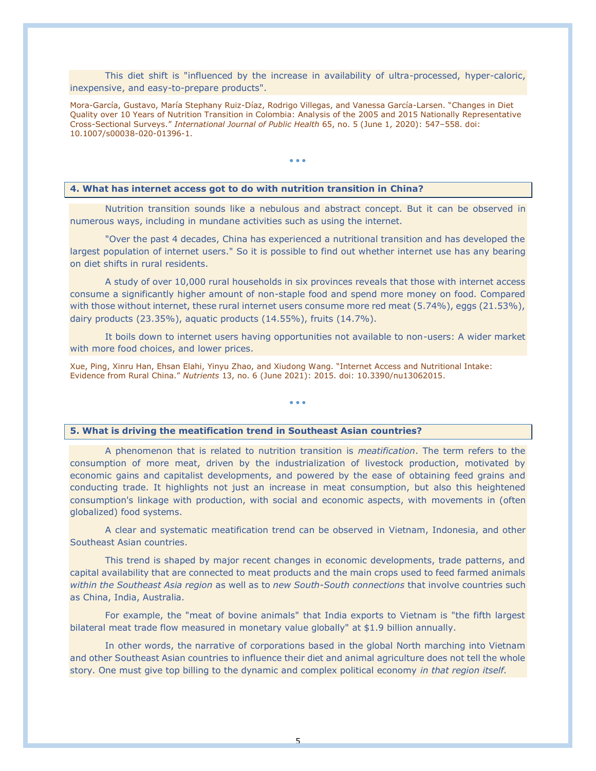This diet shift is "influenced by the increase in availability of ultra-processed, hyper-caloric, inexpensive, and easy-to-prepare products".

Mora-García, Gustavo, María Stephany Ruiz-Díaz, Rodrigo Villegas, and Vanessa García-Larsen. "Changes in Diet Quality over 10 Years of Nutrition Transition in Colombia: Analysis of the 2005 and 2015 Nationally Representative Cross-Sectional Surveys." *International Journal of Public Health* 65, no. 5 (June 1, 2020): 547–558. doi: 10.1007/s00038-020-01396-1.

• • •

### 4. What has internet access got to do with nutrition transition in China?

Nutrition transition sounds like a nebulous and abstract concept. But it can be observed in numerous ways, including in mundane activities such as using the internet.

"Over the past 4 decades, China has experienced a nutritional transition and has developed the largest population of internet users." So it is possible to find out whether internet use has any bearing on diet shifts in rural residents.

A study of over 10,000 rural households in six provinces reveals that those with internet access consume a significantly higher amount of non-staple food and spend more money on food. Compared with those without internet, these rural internet users consume more red meat (5.74%), eggs (21.53%), dairy products (23.35%), aquatic products (14.55%), fruits (14.7%).

It boils down to internet users having opportunities not available to non-users: A wider market with more food choices, and lower prices.

Xue, Ping, Xinru Han, Ehsan Elahi, Yinyu Zhao, and Xiudong Wang. "Internet Access and Nutritional Intake: Evidence from Rural China." *Nutrients* 13, no. 6 (June 2021): 2015. doi: 10.3390/nu13062015.

• • •

### 5. What is driving the meatification trend in Southeast Asian countries?

A phenomenon that is related to nutrition transition is *meatification*. The term refers to the consumption of more meat, driven by the industrialization of livestock production, motivated by economic gains and capitalist developments, and powered by the ease of obtaining feed grains and conducting trade. It highlights not just an increase in meat consumption, but also this heightened consumption's linkage with production, with social and economic aspects, with movements in (often globalized) food systems.

A clear and systematic meatification trend can be observed in Vietnam, Indonesia, and other Southeast Asian countries.

This trend is shaped by major recent changes in economic developments, trade patterns, and capital availability that are connected to meat products and the main crops used to feed farmed animals *within the Southeast Asia region* as well as to *new South-South connections* that involve countries such as China, India, Australia.

For example, the "meat of bovine animals" that India exports to Vietnam is "the fifth largest bilateral meat trade flow measured in monetary value globally" at $1.9 billion annually.

In other words, the narrative of corporations based in the global North marching into Vietnam and other Southeast Asian countries to influence their diet and animal agriculture does not tell the whole story. One must give top billing to the dynamic and complex political economy *in that region itself.*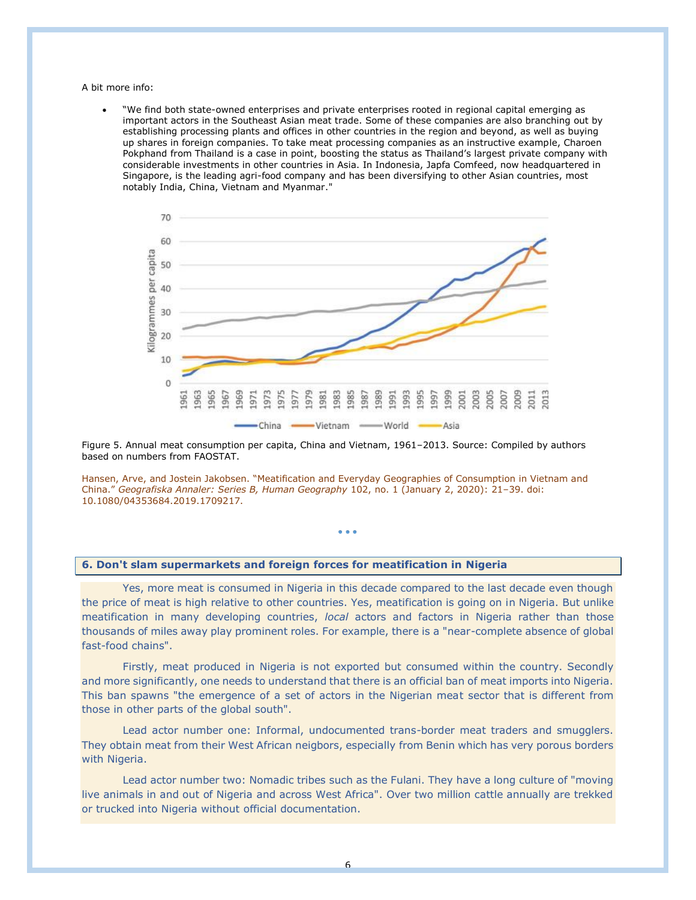A bit more info:

- "We find both state-owned enterprises and private enterprises rooted in regional capital emerging as important actors in the Southeast Asian meat trade. Some of these companies are also branching out by establishing processing plants and offices in other countries in the region and beyond, as well as buying up shares in foreign companies. To take meat processing companies as an instructive example, Charoen Pokphand from Thailand is a case in point, boosting the status as Thailand's largest private company with considerable investments in other countries in Asia. In Indonesia, Japfa Comfeed, now headquartered in Singapore, is the leading agri-food company and has been diversifying to other Asian countries, most notably India, China, Vietnam and Myanmar."

Figure 5. Annual meat consumption per capita, China and Vietnam, 1961–2013. Source: Compiled by authors based on numbers from FAOSTAT.

Hansen, Arve, and Jostein Jakobsen. "Meatification and Everyday Geographies of Consumption in Vietnam and China." *Geografiska Annaler: Series B, Human Geography* 102, no. 1 (January 2, 2020): 21–39. doi: 10.1080/04353684.2019.1709217.

• • •

## 6. Don't slam supermarkets and foreign forces for meatification in Nigeria

Yes, more meat is consumed in Nigeria in this decade compared to the last decade even though the price of meat is high relative to other countries. Yes, meatification is going on in Nigeria. But unlike meatification in many developing countries, *local* actors and factors in Nigeria rather than those thousands of miles away play prominent roles. For example, there is a "near-complete absence of global fast-food chains".

Firstly, meat produced in Nigeria is not exported but consumed within the country. Secondly and more significantly, one needs to understand that there is an official ban of meat imports into Nigeria. This ban spawns "the emergence of a set of actors in the Nigerian meat sector that is different from those in other parts of the global south".

Lead actor number one: Informal, undocumented trans-border meat traders and smugglers. They obtain meat from their West African neigbors, especially from Benin which has very porous borders with Nigeria.

Lead actor number two: Nomadic tribes such as the Fulani. They have a long culture of "moving live animals in and out of Nigeria and across West Africa". Over two million cattle annually are trekked or trucked into Nigeria without official documentation.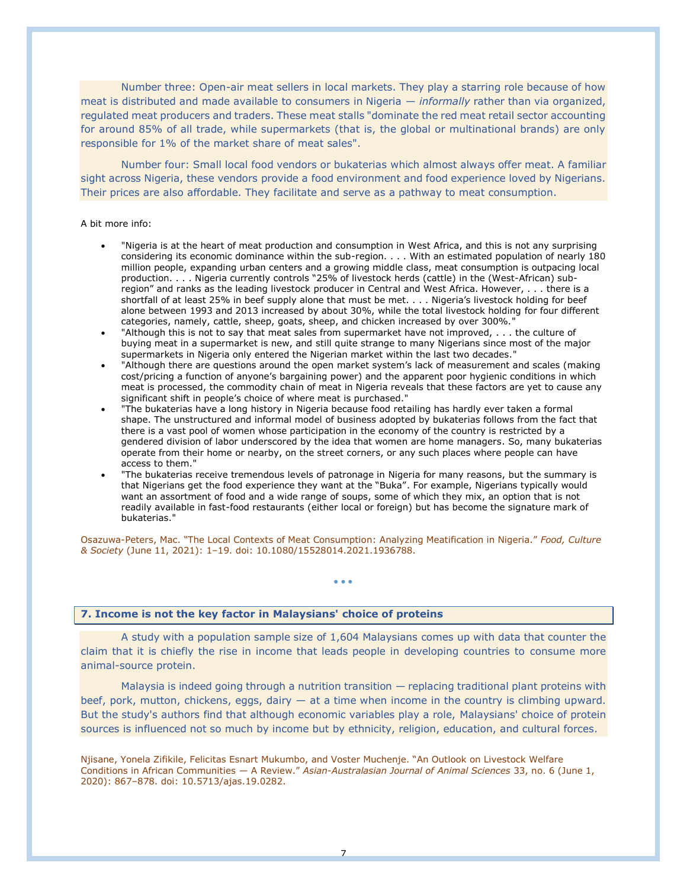Number three: Open-air meat sellers in local markets. They play a starring role because of how meat is distributed and made available to consumers in Nigeria — *informally* rather than via organized, regulated meat producers and traders. These meat stalls "dominate the red meat retail sector accounting for around 85% of all trade, while supermarkets (that is, the global or multinational brands) are only responsible for 1% of the market share of meat sales".

Number four: Small local food vendors or bukaterias which almost always offer meat. A familiar sight across Nigeria, these vendors provide a food environment and food experience loved by Nigerians. Their prices are also affordable. They facilitate and serve as a pathway to meat consumption.

A bit more info:

- "Nigeria is at the heart of meat production and consumption in West Africa, and this is not any surprising considering its economic dominance within the sub-region. . . . With an estimated population of nearly 180 million people, expanding urban centers and a growing middle class, meat consumption is outpacing local production. . . . Nigeria currently controls "25% of livestock herds (cattle) in the (West-African) sub-region" and ranks as the leading livestock producer in Central and West Africa. However, . . . there is a shortfall of at least 25% in beef supply alone that must be met. . . . Nigeria's livestock holding for beef alone between 1993 and 2013 increased by about 30%, while the total livestock holding for four different categories, namely, cattle, sheep, goats, sheep, and chicken increased by over 300%."
- "Although this is not to say that meat sales from supermarket have not improved, . . . the culture of buying meat in a supermarket is new, and still quite strange to many Nigerians since most of the major supermarkets in Nigeria only entered the Nigerian market within the last two decades."
- "Although there are questions around the open market system's lack of measurement and scales (making cost/pricing a function of anyone's bargaining power) and the apparent poor hygienic conditions in which meat is processed, the commodity chain of meat in Nigeria reveals that these factors are yet to cause any significant shift in people's choice of where meat is purchased."
- "The bukaterias have a long history in Nigeria because food retailing has hardly ever taken a formal shape. The unstructured and informal model of business adopted by bukaterias follows from the fact that there is a vast pool of women whose participation in the economy of the country is restricted by a gendered division of labor underscored by the idea that women are home managers. So, many bukaterias operate from their home or nearby, on the street corners, or any such places where people can have access to them."
- "The bukaterias receive tremendous levels of patronage in Nigeria for many reasons, but the summary is that Nigerians get the food experience they want at the "Buka". For example, Nigerians typically would want an assortment of food and a wide range of soups, some of which they mix, an option that is not readily available in fast-food restaurants (either local or foreign) but has become the signature mark of bukaterias."

Osazuwa-Peters, Mac. "The Local Contexts of Meat Consumption: Analyzing Meatification in Nigeria." *Food, Culture & Society* (June 11, 2021): 1–19. doi: 10.1080/15528014.2021.1936788.

• • •

## 7. Income is not the key factor in Malaysians' choice of proteins

A study with a population sample size of 1,604 Malaysians comes up with data that counter the claim that it is chiefly the rise in income that leads people in developing countries to consume more animal-source protein.

Malaysia is indeed going through a nutrition transition — replacing traditional plant proteins with beef, pork, mutton, chickens, eggs, dairy — at a time when income in the country is climbing upward. But the study's authors find that although economic variables play a role, Malaysians' choice of protein sources is influenced not so much by income but by ethnicity, religion, education, and cultural forces.

Njisane, Yonela Zifikile, Felicitas Esnart Mukumbo, and Voster Muchenje. "An Outlook on Livestock Welfare Conditions in African Communities — A Review." *Asian-Australasian Journal of Animal Sciences* 33, no. 6 (June 1, 2020): 867–878. doi: 10.5713/ajas.19.0282.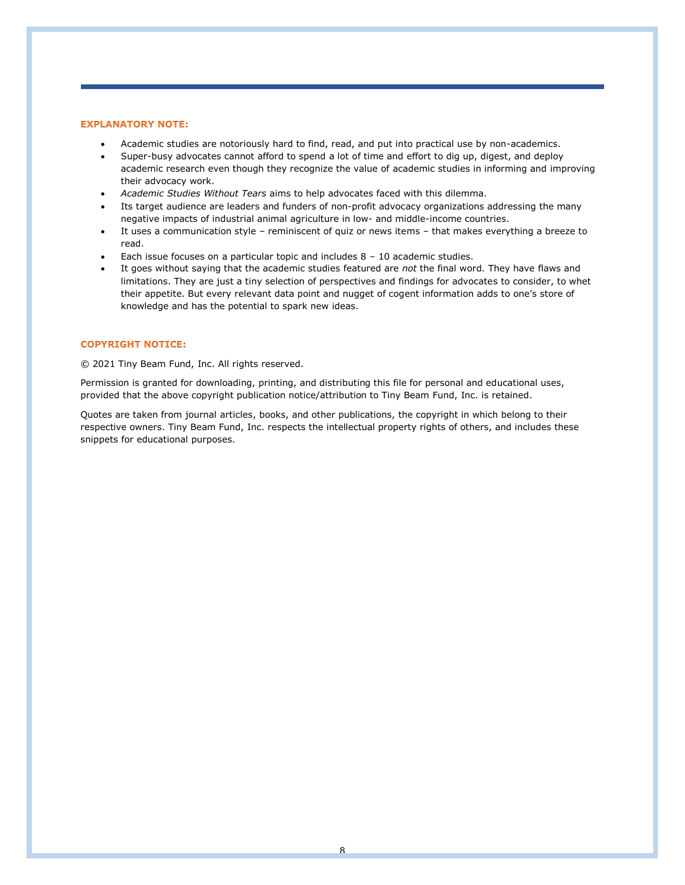**EXPLANATORY NOTE:**

- Academic studies are notoriously hard to find, read, and put into practical use by non-academics.
- Super-busy advocates cannot afford to spend a lot of time and effort to dig up, digest, and deploy academic research even though they recognize the value of academic studies in informing and improving their advocacy work.
- *Academic Studies Without Tears* aims to help advocates faced with this dilemma.
- Its target audience are leaders and funders of non-profit advocacy organizations addressing the many negative impacts of industrial animal agriculture in low- and middle-income countries.
- It uses a communication style – reminiscent of quiz or news items – that makes everything a breeze to read.
- Each issue focuses on a particular topic and includes 8 – 10 academic studies.
- It goes without saying that the academic studies featured are *not* the final word. They have flaws and limitations. They are just a tiny selection of perspectives and findings for advocates to consider, to whet their appetite. But every relevant data point and nugget of cogent information adds to one's store of knowledge and has the potential to spark new ideas.

**COPYRIGHT NOTICE:**

© 2021 Tiny Beam Fund, Inc. All rights reserved.

Permission is granted for downloading, printing, and distributing this file for personal and educational uses, provided that the above copyright publication notice/attribution to Tiny Beam Fund, Inc. is retained.

Quotes are taken from journal articles, books, and other publications, the copyright in which belong to their respective owners. Tiny Beam Fund, Inc. respects the intellectual property rights of others, and includes these snippets for educational purposes.